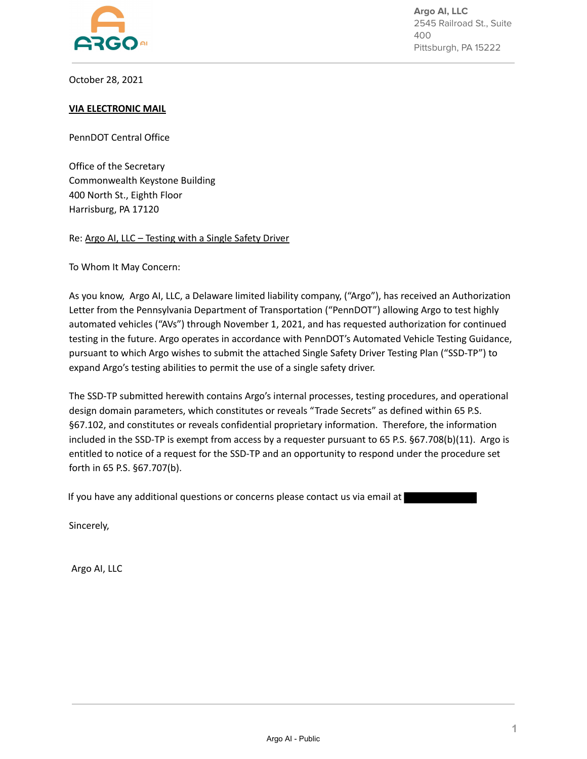**Argo AI, LLC**
2545 Railroad St., Suite 400
Pittsburgh, PA 15222

October 28, 2021

**VIA ELECTRONIC MAIL**

PennDOT Central Office

Office of the Secretary
Commonwealth Keystone Building
400 North St., Eighth Floor
Harrisburg, PA 17120

Re: Argo AI, LLC – Testing with a Single Safety Driver

To Whom It May Concern:

As you know, Argo AI, LLC, a Delaware limited liability company, ("Argo"), has received an Authorization Letter from the Pennsylvania Department of Transportation ("PennDOT") allowing Argo to test highly automated vehicles ("AVs") through November 1, 2021, and has requested authorization for continued testing in the future. Argo operates in accordance with PennDOT's Automated Vehicle Testing Guidance, pursuant to which Argo wishes to submit the attached Single Safety Driver Testing Plan ("SSD-TP") to expand Argo's testing abilities to permit the use of a single safety driver.

The SSD-TP submitted herewith contains Argo's internal processes, testing procedures, and operational design domain parameters, which constitutes or reveals "Trade Secrets" as defined within 65 P.S. §67.102, and constitutes or reveals confidential proprietary information. Therefore, the information included in the SSD-TP is exempt from access by a requester pursuant to 65 P.S. §67.708(b)(11). Argo is entitled to notice of a request for the SSD-TP and an opportunity to respond under the procedure set forth in 65 P.S. §67.707(b).

If you have any additional questions or concerns please contact us via email at [REDACTED]

Sincerely,

Argo AI, LLC

Argo AI - Public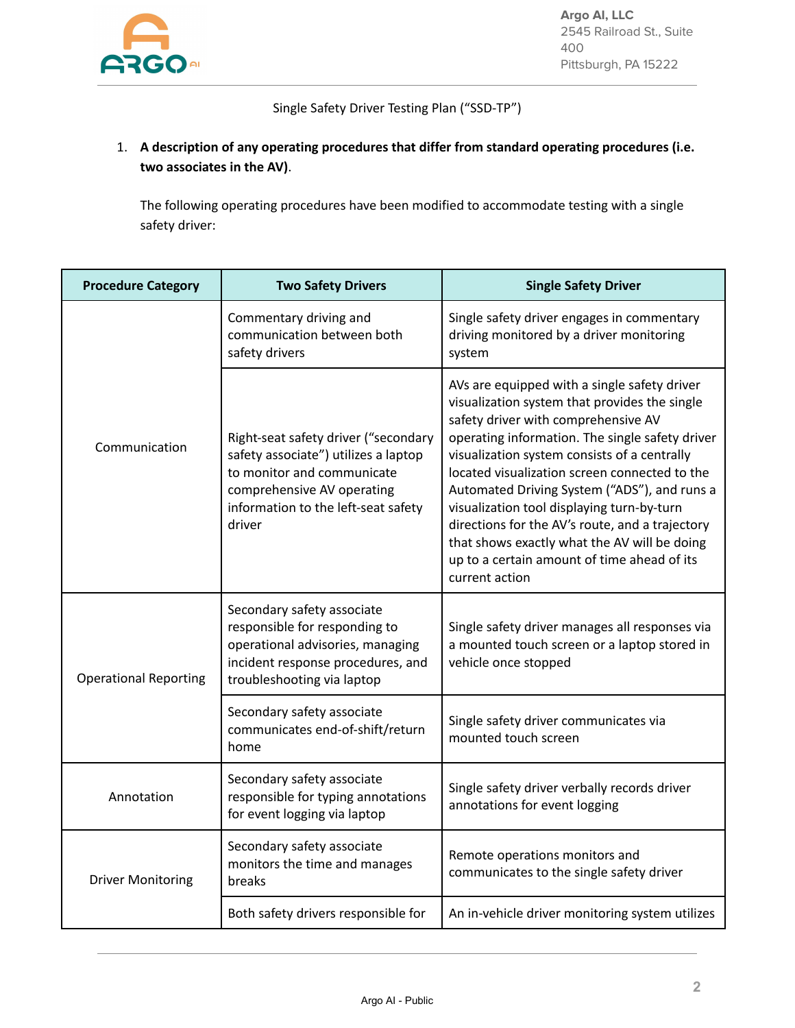Argo AI, LLC
2545 Railroad St., Suite 400
Pittsburgh, PA 15222

Single Safety Driver Testing Plan ("SSD-TP")

1. **A description of any operating procedures that differ from standard operating procedures (i.e. two associates in the AV)**.

   The following operating procedures have been modified to accommodate testing with a single safety driver:

| Procedure Category | Two Safety Drivers | Single Safety Driver |
|---|---|---|
| Communication | Commentary driving and communication between both safety drivers | Single safety driver engages in commentary driving monitored by a driver monitoring system |
| | Right-seat safety driver ("secondary safety associate") utilizes a laptop to monitor and communicate comprehensive AV operating information to the left-seat safety driver | AVs are equipped with a single safety driver visualization system that provides the single safety driver with comprehensive AV operating information. The single safety driver visualization system consists of a centrally located visualization screen connected to the Automated Driving System ("ADS"), and runs a visualization tool displaying turn-by-turn directions for the AV's route, and a trajectory that shows exactly what the AV will be doing up to a certain amount of time ahead of its current action |
| Operational Reporting | Secondary safety associate responsible for responding to operational advisories, managing incident response procedures, and troubleshooting via laptop | Single safety driver manages all responses via a mounted touch screen or a laptop stored in vehicle once stopped |
| | Secondary safety associate communicates end-of-shift/return home | Single safety driver communicates via mounted touch screen |
| Annotation | Secondary safety associate responsible for typing annotations for event logging via laptop | Single safety driver verbally records driver annotations for event logging |
| Driver Monitoring | Secondary safety associate monitors the time and manages breaks | Remote operations monitors and communicates to the single safety driver |
| | Both safety drivers responsible for | An in-vehicle driver monitoring system utilizes |

Argo AI - Public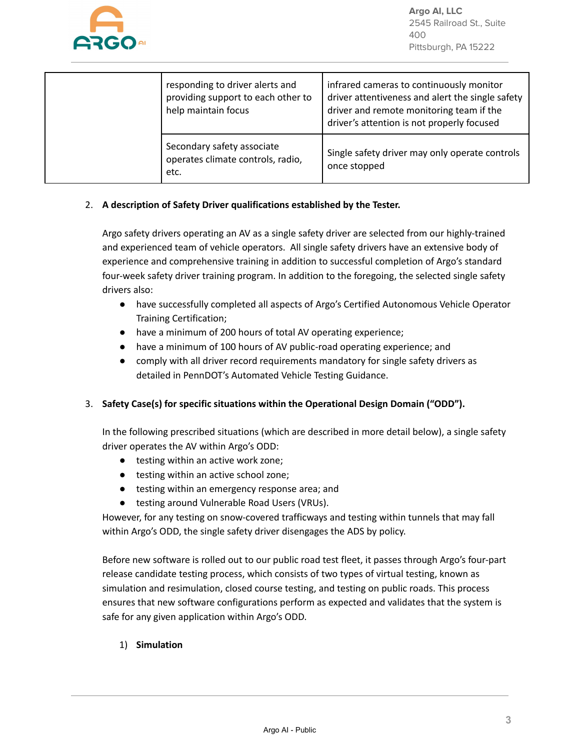| | | |
|---|---|---|
| | responding to driver alerts and providing support to each other to help maintain focus | infrared cameras to continuously monitor driver attentiveness and alert the single safety driver and remote monitoring team if the driver's attention is not properly focused |
| | Secondary safety associate operates climate controls, radio, etc. | Single safety driver may only operate controls once stopped |

2. **A description of Safety Driver qualifications established by the Tester.**

   Argo safety drivers operating an AV as a single safety driver are selected from our highly-trained and experienced team of vehicle operators. All single safety drivers have an extensive body of experience and comprehensive training in addition to successful completion of Argo's standard four-week safety driver training program. In addition to the foregoing, the selected single safety drivers also:

   - have successfully completed all aspects of Argo's Certified Autonomous Vehicle Operator Training Certification;
   - have a minimum of 200 hours of total AV operating experience;
   - have a minimum of 100 hours of AV public-road operating experience; and
   - comply with all driver record requirements mandatory for single safety drivers as detailed in PennDOT's Automated Vehicle Testing Guidance.

3. **Safety Case(s) for specific situations within the Operational Design Domain ("ODD").**

   In the following prescribed situations (which are described in more detail below), a single safety driver operates the AV within Argo's ODD:

   - testing within an active work zone;
   - testing within an active school zone;
   - testing within an emergency response area; and
   - testing around Vulnerable Road Users (VRUs).

   However, for any testing on snow-covered trafficways and testing within tunnels that may fall within Argo's ODD, the single safety driver disengages the ADS by policy.

   Before new software is rolled out to our public road test fleet, it passes through Argo's four-part release candidate testing process, which consists of two types of virtual testing, known as simulation and resimulation, closed course testing, and testing on public roads. This process ensures that new software configurations perform as expected and validates that the system is safe for any given application within Argo's ODD.

   1) **Simulation**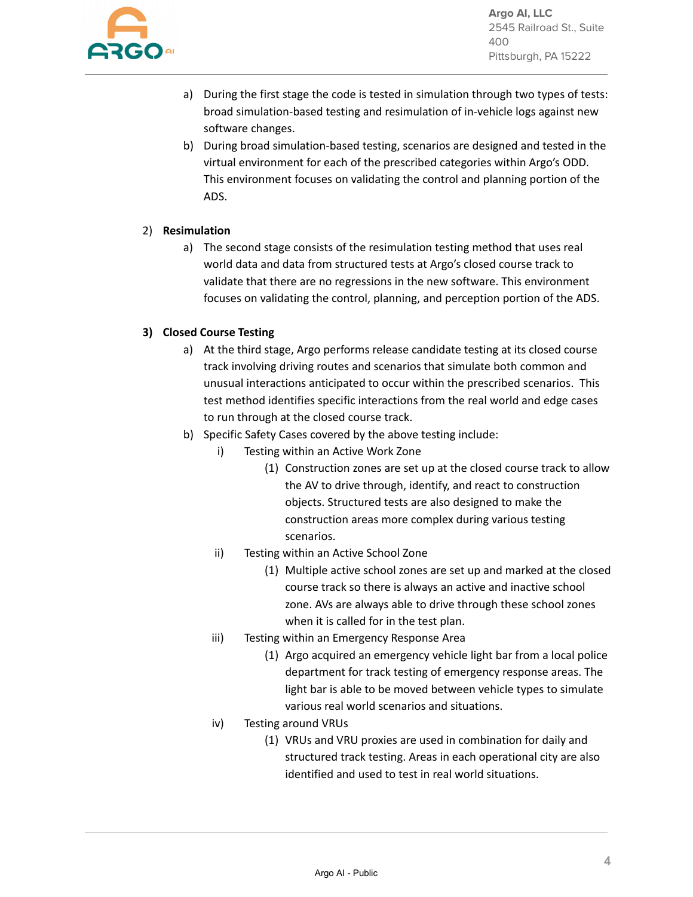a) During the first stage the code is tested in simulation through two types of tests: broad simulation-based testing and resimulation of in-vehicle logs against new software changes.

b) During broad simulation-based testing, scenarios are designed and tested in the virtual environment for each of the prescribed categories within Argo's ODD. This environment focuses on validating the control and planning portion of the ADS.

2) **Resimulation**

   a) The second stage consists of the resimulation testing method that uses real world data and data from structured tests at Argo's closed course track to validate that there are no regressions in the new software. This environment focuses on validating the control, planning, and perception portion of the ADS.

3) **Closed Course Testing**

   a) At the third stage, Argo performs release candidate testing at its closed course track involving driving routes and scenarios that simulate both common and unusual interactions anticipated to occur within the prescribed scenarios. This test method identifies specific interactions from the real world and edge cases to run through at the closed course track.

   b) Specific Safety Cases covered by the above testing include:

      i) Testing within an Active Work Zone

         (1) Construction zones are set up at the closed course track to allow the AV to drive through, identify, and react to construction objects. Structured tests are also designed to make the construction areas more complex during various testing scenarios.

      ii) Testing within an Active School Zone

         (1) Multiple active school zones are set up and marked at the closed course track so there is always an active and inactive school zone. AVs are always able to drive through these school zones when it is called for in the test plan.

      iii) Testing within an Emergency Response Area

         (1) Argo acquired an emergency vehicle light bar from a local police department for track testing of emergency response areas. The light bar is able to be moved between vehicle types to simulate various real world scenarios and situations.

      iv) Testing around VRUs

         (1) VRUs and VRU proxies are used in combination for daily and structured track testing. Areas in each operational city are also identified and used to test in real world situations.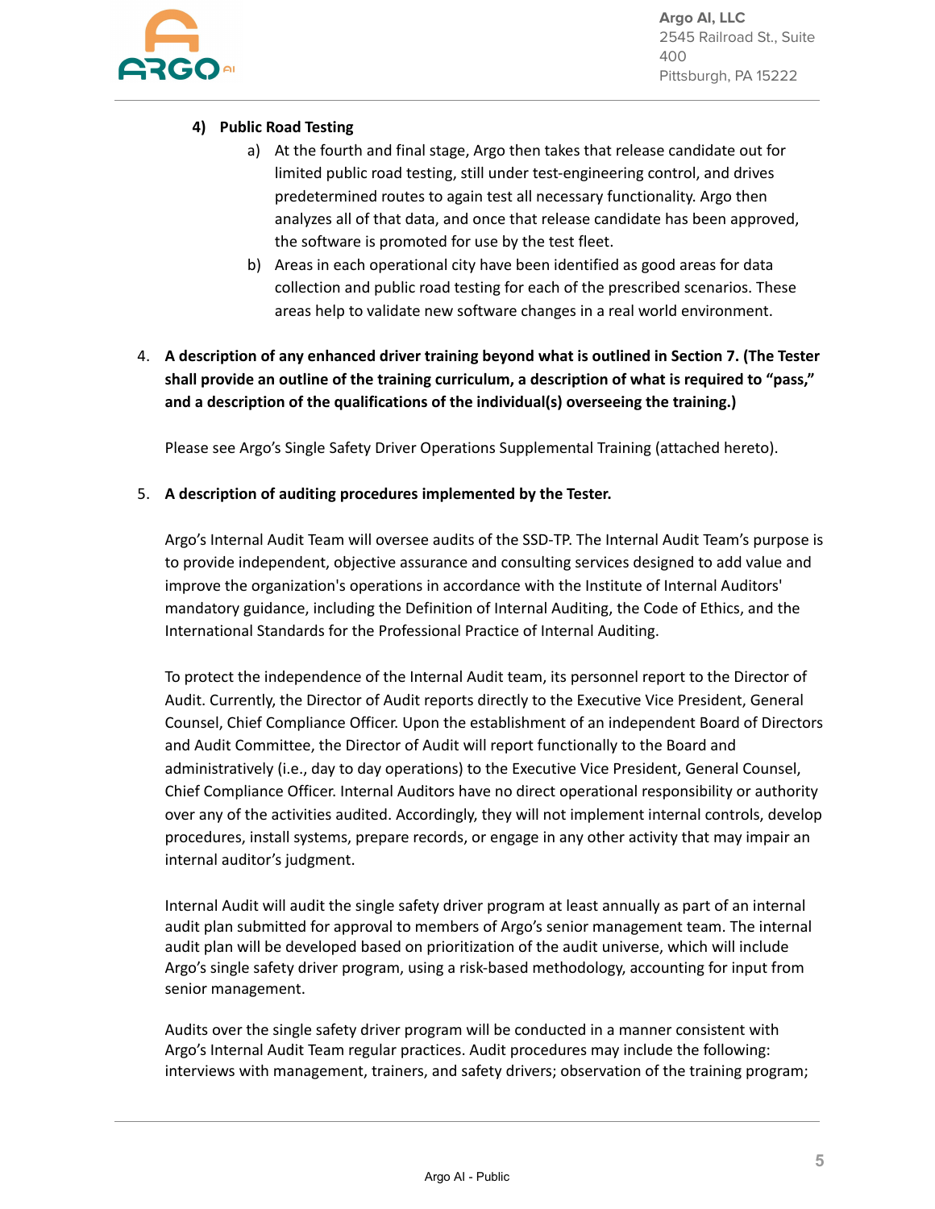**4) Public Road Testing**

a) At the fourth and final stage, Argo then takes that release candidate out for limited public road testing, still under test-engineering control, and drives predetermined routes to again test all necessary functionality. Argo then analyzes all of that data, and once that release candidate has been approved, the software is promoted for use by the test fleet.

b) Areas in each operational city have been identified as good areas for data collection and public road testing for each of the prescribed scenarios. These areas help to validate new software changes in a real world environment.

4. **A description of any enhanced driver training beyond what is outlined in Section 7. (The Tester shall provide an outline of the training curriculum, a description of what is required to "pass," and a description of the qualifications of the individual(s) overseeing the training.)**

   Please see Argo's Single Safety Driver Operations Supplemental Training (attached hereto).

5. **A description of auditing procedures implemented by the Tester.**

   Argo's Internal Audit Team will oversee audits of the SSD-TP. The Internal Audit Team's purpose is to provide independent, objective assurance and consulting services designed to add value and improve the organization's operations in accordance with the Institute of Internal Auditors' mandatory guidance, including the Definition of Internal Auditing, the Code of Ethics, and the International Standards for the Professional Practice of Internal Auditing.

   To protect the independence of the Internal Audit team, its personnel report to the Director of Audit. Currently, the Director of Audit reports directly to the Executive Vice President, General Counsel, Chief Compliance Officer. Upon the establishment of an independent Board of Directors and Audit Committee, the Director of Audit will report functionally to the Board and administratively (i.e., day to day operations) to the Executive Vice President, General Counsel, Chief Compliance Officer. Internal Auditors have no direct operational responsibility or authority over any of the activities audited. Accordingly, they will not implement internal controls, develop procedures, install systems, prepare records, or engage in any other activity that may impair an internal auditor's judgment.

   Internal Audit will audit the single safety driver program at least annually as part of an internal audit plan submitted for approval to members of Argo's senior management team. The internal audit plan will be developed based on prioritization of the audit universe, which will include Argo's single safety driver program, using a risk-based methodology, accounting for input from senior management.

   Audits over the single safety driver program will be conducted in a manner consistent with Argo's Internal Audit Team regular practices. Audit procedures may include the following: interviews with management, trainers, and safety drivers; observation of the training program;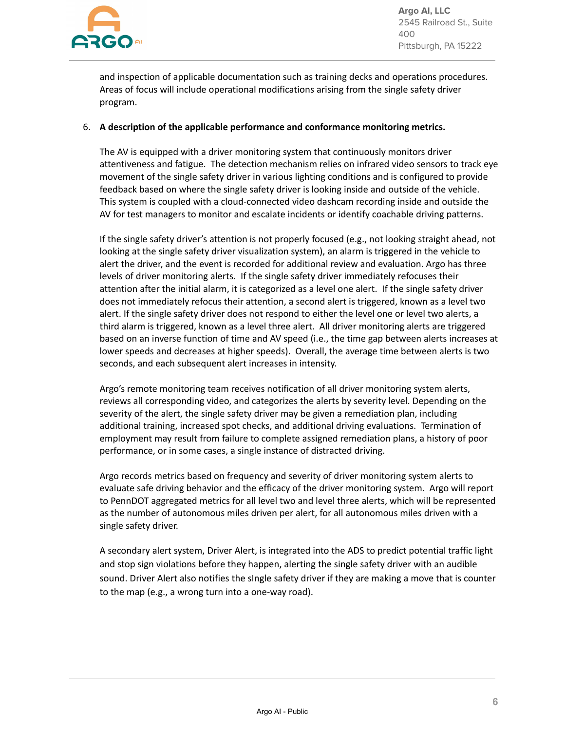and inspection of applicable documentation such as training decks and operations procedures. Areas of focus will include operational modifications arising from the single safety driver program.

6. **A description of the applicable performance and conformance monitoring metrics.**

   The AV is equipped with a driver monitoring system that continuously monitors driver attentiveness and fatigue. The detection mechanism relies on infrared video sensors to track eye movement of the single safety driver in various lighting conditions and is configured to provide feedback based on where the single safety driver is looking inside and outside of the vehicle. This system is coupled with a cloud-connected video dashcam recording inside and outside the AV for test managers to monitor and escalate incidents or identify coachable driving patterns.

   If the single safety driver's attention is not properly focused (e.g., not looking straight ahead, not looking at the single safety driver visualization system), an alarm is triggered in the vehicle to alert the driver, and the event is recorded for additional review and evaluation. Argo has three levels of driver monitoring alerts. If the single safety driver immediately refocuses their attention after the initial alarm, it is categorized as a level one alert. If the single safety driver does not immediately refocus their attention, a second alert is triggered, known as a level two alert. If the single safety driver does not respond to either the level one or level two alerts, a third alarm is triggered, known as a level three alert. All driver monitoring alerts are triggered based on an inverse function of time and AV speed (i.e., the time gap between alerts increases at lower speeds and decreases at higher speeds). Overall, the average time between alerts is two seconds, and each subsequent alert increases in intensity.

   Argo's remote monitoring team receives notification of all driver monitoring system alerts, reviews all corresponding video, and categorizes the alerts by severity level. Depending on the severity of the alert, the single safety driver may be given a remediation plan, including additional training, increased spot checks, and additional driving evaluations. Termination of employment may result from failure to complete assigned remediation plans, a history of poor performance, or in some cases, a single instance of distracted driving.

   Argo records metrics based on frequency and severity of driver monitoring system alerts to evaluate safe driving behavior and the efficacy of the driver monitoring system. Argo will report to PennDOT aggregated metrics for all level two and level three alerts, which will be represented as the number of autonomous miles driven per alert, for all autonomous miles driven with a single safety driver.

   A secondary alert system, Driver Alert, is integrated into the ADS to predict potential traffic light and stop sign violations before they happen, alerting the single safety driver with an audible sound. Driver Alert also notifies the sIngle safety driver if they are making a move that is counter to the map (e.g., a wrong turn into a one-way road).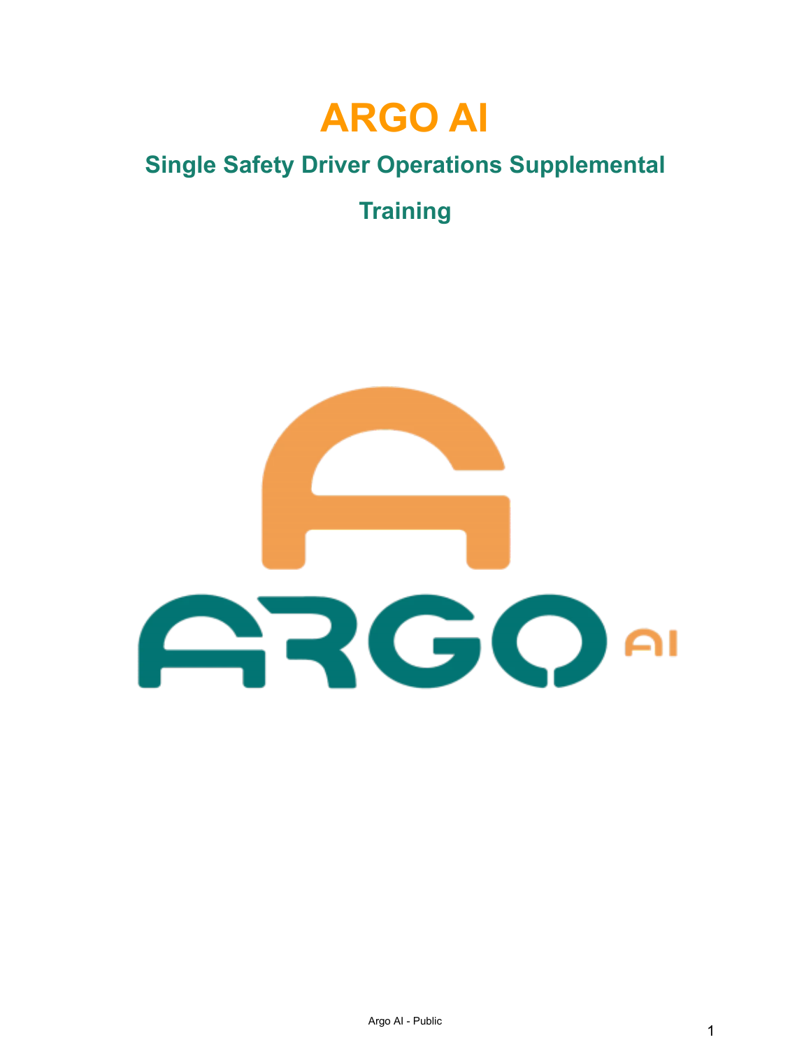# ARGO AI

## Single Safety Driver Operations Supplemental Training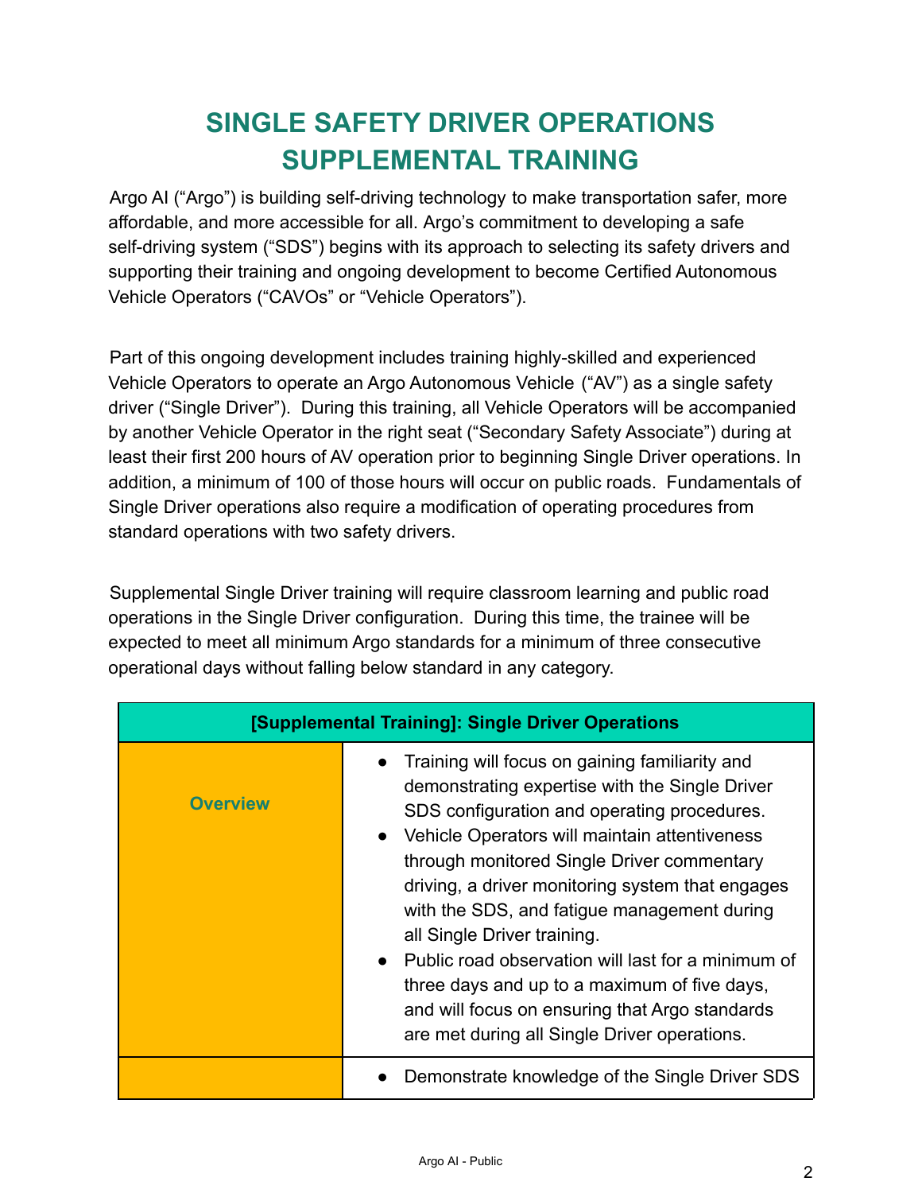# SINGLE SAFETY DRIVER OPERATIONS SUPPLEMENTAL TRAINING

Argo AI ("Argo") is building self-driving technology to make transportation safer, more affordable, and more accessible for all. Argo's commitment to developing a safe self-driving system ("SDS") begins with its approach to selecting its safety drivers and supporting their training and ongoing development to become Certified Autonomous Vehicle Operators ("CAVOs" or "Vehicle Operators").

Part of this ongoing development includes training highly-skilled and experienced Vehicle Operators to operate an Argo Autonomous Vehicle ("AV") as a single safety driver ("Single Driver"). During this training, all Vehicle Operators will be accompanied by another Vehicle Operator in the right seat ("Secondary Safety Associate") during at least their first 200 hours of AV operation prior to beginning Single Driver operations. In addition, a minimum of 100 of those hours will occur on public roads. Fundamentals of Single Driver operations also require a modification of operating procedures from standard operations with two safety drivers.

Supplemental Single Driver training will require classroom learning and public road operations in the Single Driver configuration. During this time, the trainee will be expected to meet all minimum Argo standards for a minimum of three consecutive operational days without falling below standard in any category.

| [Supplemental Training]: Single Driver Operations | |
|---|---|
| **Overview** | • Training will focus on gaining familiarity and demonstrating expertise with the Single Driver SDS configuration and operating procedures.<br>• Vehicle Operators will maintain attentiveness through monitored Single Driver commentary driving, a driver monitoring system that engages with the SDS, and fatigue management during all Single Driver training.<br>• Public road observation will last for a minimum of three days and up to a maximum of five days, and will focus on ensuring that Argo standards are met during all Single Driver operations. |
| | • Demonstrate knowledge of the Single Driver SDS |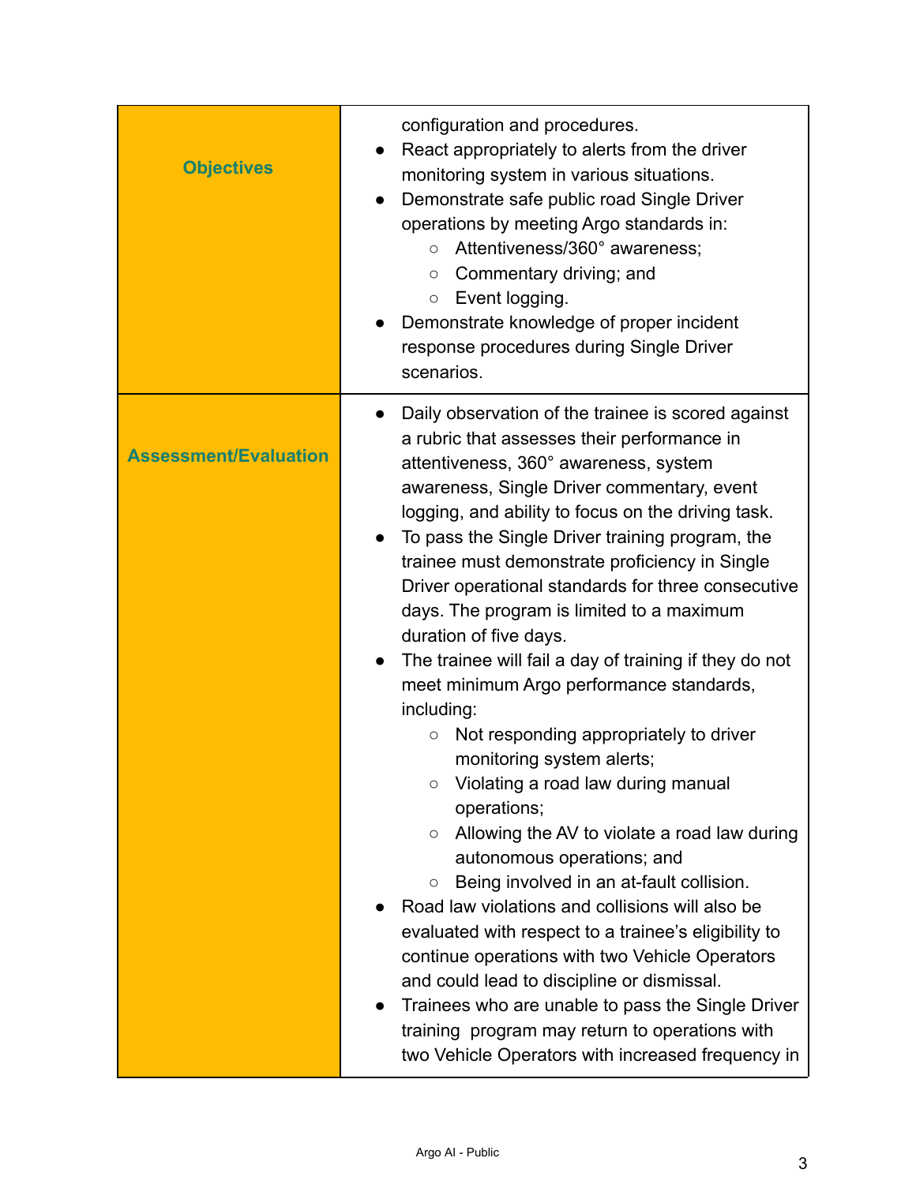| | |
|---|---|
| **Objectives** | configuration and procedures.<br>● React appropriately to alerts from the driver monitoring system in various situations.<br>● Demonstrate safe public road Single Driver operations by meeting Argo standards in:<br>○ Attentiveness/360° awareness;<br>○ Commentary driving; and<br>○ Event logging.<br>● Demonstrate knowledge of proper incident response procedures during Single Driver scenarios. |
| **Assessment/Evaluation** | ● Daily observation of the trainee is scored against a rubric that assesses their performance in attentiveness, 360° awareness, system awareness, Single Driver commentary, event logging, and ability to focus on the driving task.<br>● To pass the Single Driver training program, the trainee must demonstrate proficiency in Single Driver operational standards for three consecutive days. The program is limited to a maximum duration of five days.<br>● The trainee will fail a day of training if they do not meet minimum Argo performance standards, including:<br>○ Not responding appropriately to driver monitoring system alerts;<br>○ Violating a road law during manual operations;<br>○ Allowing the AV to violate a road law during autonomous operations; and<br>○ Being involved in an at-fault collision.<br>● Road law violations and collisions will also be evaluated with respect to a trainee's eligibility to continue operations with two Vehicle Operators and could lead to discipline or dismissal.<br>● Trainees who are unable to pass the Single Driver training program may return to operations with two Vehicle Operators with increased frequency in |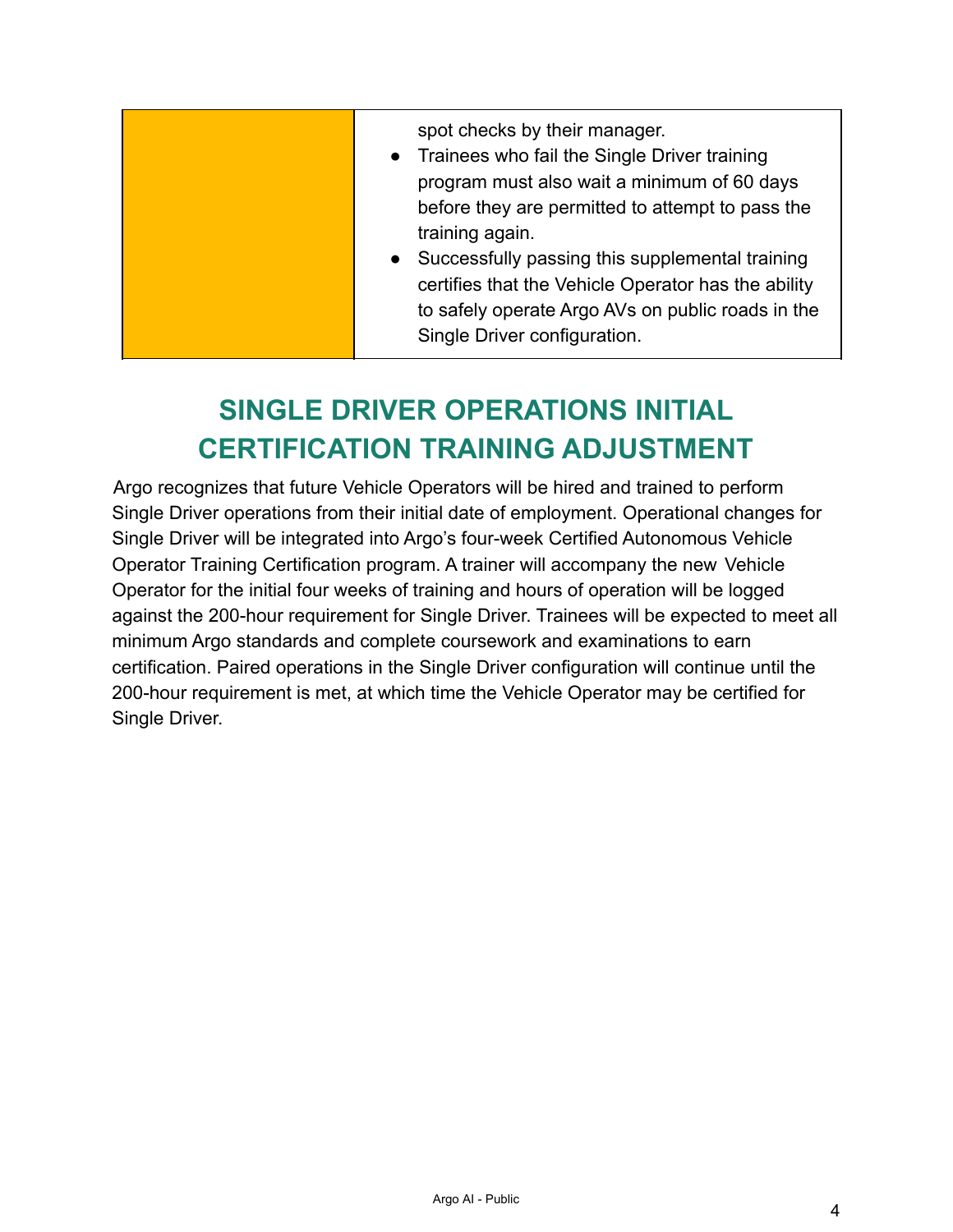| | |
|---|---|
| | spot checks by their manager.<br>● Trainees who fail the Single Driver training program must also wait a minimum of 60 days before they are permitted to attempt to pass the training again.<br>● Successfully passing this supplemental training certifies that the Vehicle Operator has the ability to safely operate Argo AVs on public roads in the Single Driver configuration. |

## SINGLE DRIVER OPERATIONS INITIAL CERTIFICATION TRAINING ADJUSTMENT

Argo recognizes that future Vehicle Operators will be hired and trained to perform Single Driver operations from their initial date of employment. Operational changes for Single Driver will be integrated into Argo's four-week Certified Autonomous Vehicle Operator Training Certification program. A trainer will accompany the new Vehicle Operator for the initial four weeks of training and hours of operation will be logged against the 200-hour requirement for Single Driver. Trainees will be expected to meet all minimum Argo standards and complete coursework and examinations to earn certification. Paired operations in the Single Driver configuration will continue until the 200-hour requirement is met, at which time the Vehicle Operator may be certified for Single Driver.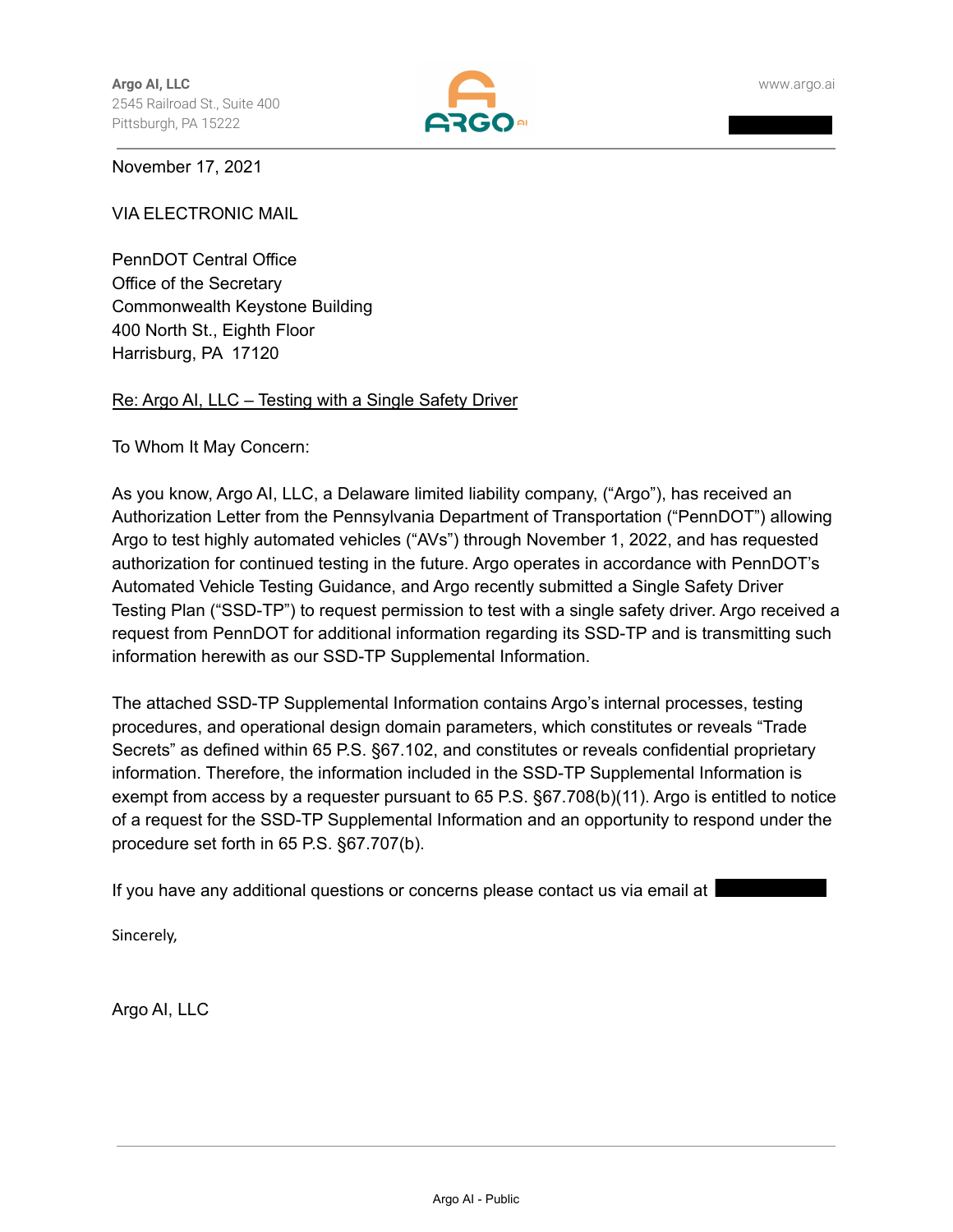**Argo AI, LLC**
2545 Railroad St., Suite 400
Pittsburgh, PA 15222

www.argo.ai

November 17, 2021

VIA ELECTRONIC MAIL

PennDOT Central Office
Office of the Secretary
Commonwealth Keystone Building
400 North St., Eighth Floor
Harrisburg, PA 17120

Re: Argo AI, LLC – Testing with a Single Safety Driver

To Whom It May Concern:

As you know, Argo AI, LLC, a Delaware limited liability company, ("Argo"), has received an Authorization Letter from the Pennsylvania Department of Transportation ("PennDOT") allowing Argo to test highly automated vehicles ("AVs") through November 1, 2022, and has requested authorization for continued testing in the future. Argo operates in accordance with PennDOT's Automated Vehicle Testing Guidance, and Argo recently submitted a Single Safety Driver Testing Plan ("SSD-TP") to request permission to test with a single safety driver. Argo received a request from PennDOT for additional information regarding its SSD-TP and is transmitting such information herewith as our SSD-TP Supplemental Information.

The attached SSD-TP Supplemental Information contains Argo's internal processes, testing procedures, and operational design domain parameters, which constitutes or reveals "Trade Secrets" as defined within 65 P.S. §67.102, and constitutes or reveals confidential proprietary information. Therefore, the information included in the SSD-TP Supplemental Information is exempt from access by a requester pursuant to 65 P.S. §67.708(b)(11). Argo is entitled to notice of a request for the SSD-TP Supplemental Information and an opportunity to respond under the procedure set forth in 65 P.S. §67.707(b).

If you have any additional questions or concerns please contact us via email at

Sincerely,

Argo AI, LLC

Argo AI - Public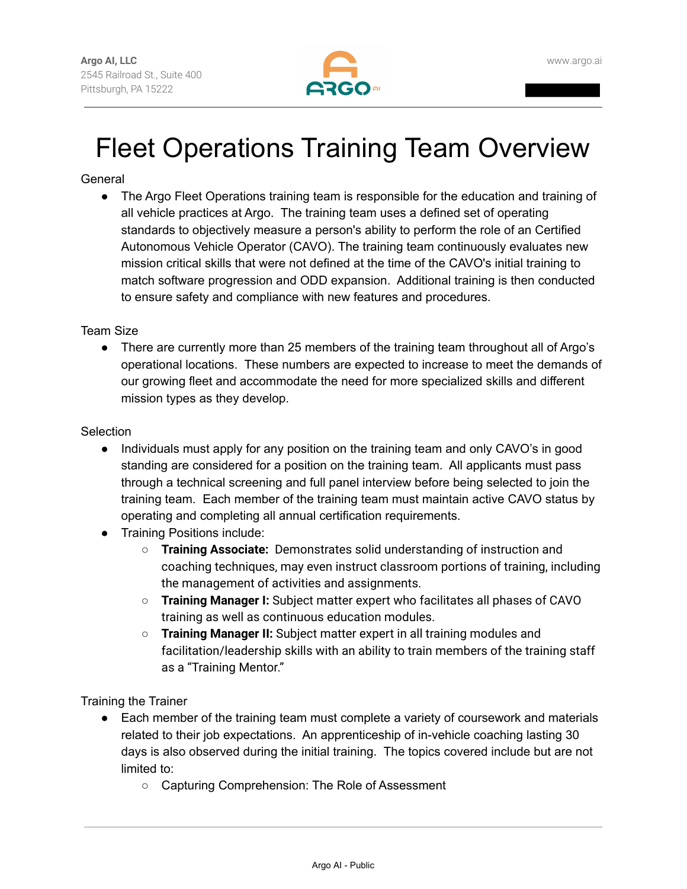# Fleet Operations Training Team Overview

General

- The Argo Fleet Operations training team is responsible for the education and training of all vehicle practices at Argo. The training team uses a defined set of operating standards to objectively measure a person's ability to perform the role of an Certified Autonomous Vehicle Operator (CAVO). The training team continuously evaluates new mission critical skills that were not defined at the time of the CAVO's initial training to match software progression and ODD expansion. Additional training is then conducted to ensure safety and compliance with new features and procedures.

Team Size

- There are currently more than 25 members of the training team throughout all of Argo's operational locations. These numbers are expected to increase to meet the demands of our growing fleet and accommodate the need for more specialized skills and different mission types as they develop.

Selection

- Individuals must apply for any position on the training team and only CAVO's in good standing are considered for a position on the training team. All applicants must pass through a technical screening and full panel interview before being selected to join the training team. Each member of the training team must maintain active CAVO status by operating and completing all annual certification requirements.
- Training Positions include:
  - **Training Associate:** Demonstrates solid understanding of instruction and coaching techniques, may even instruct classroom portions of training, including the management of activities and assignments.
  - **Training Manager I:** Subject matter expert who facilitates all phases of CAVO training as well as continuous education modules.
  - **Training Manager II:** Subject matter expert in all training modules and facilitation/leadership skills with an ability to train members of the training staff as a "Training Mentor."

Training the Trainer

- Each member of the training team must complete a variety of coursework and materials related to their job expectations. An apprenticeship of in-vehicle coaching lasting 30 days is also observed during the initial training. The topics covered include but are not limited to:
  - Capturing Comprehension: The Role of Assessment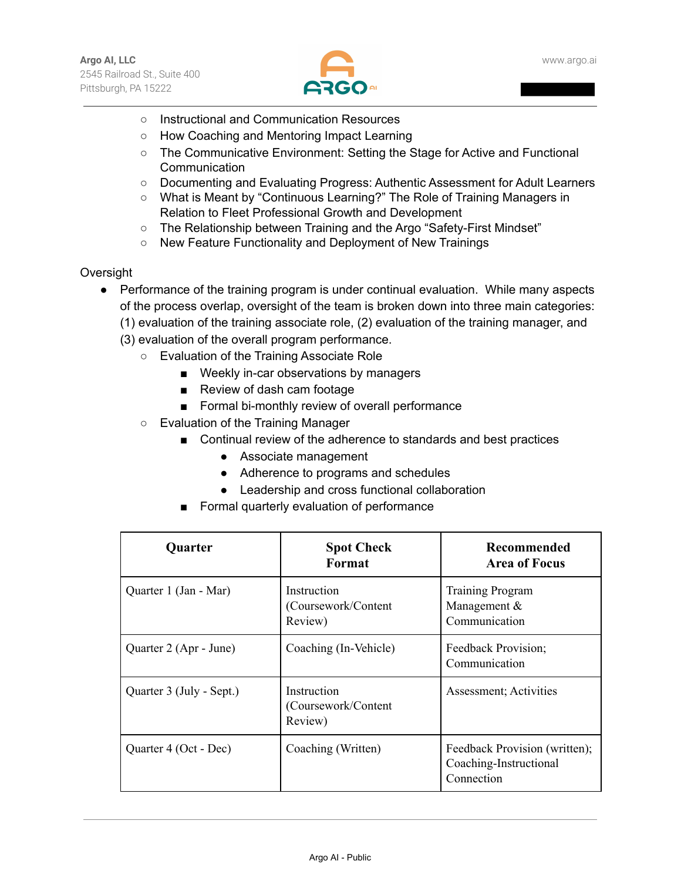- Instructional and Communication Resources
- How Coaching and Mentoring Impact Learning
- The Communicative Environment: Setting the Stage for Active and Functional Communication
- Documenting and Evaluating Progress: Authentic Assessment for Adult Learners
- What is Meant by "Continuous Learning?" The Role of Training Managers in Relation to Fleet Professional Growth and Development
- The Relationship between Training and the Argo "Safety-First Mindset"
- New Feature Functionality and Deployment of New Trainings

Oversight

- Performance of the training program is under continual evaluation. While many aspects of the process overlap, oversight of the team is broken down into three main categories: (1) evaluation of the training associate role, (2) evaluation of the training manager, and (3) evaluation of the overall program performance.
  - Evaluation of the Training Associate Role
    - Weekly in-car observations by managers
    - Review of dash cam footage
    - Formal bi-monthly review of overall performance
  - Evaluation of the Training Manager
    - Continual review of the adherence to standards and best practices
      - Associate management
      - Adherence to programs and schedules
      - Leadership and cross functional collaboration
    - Formal quarterly evaluation of performance

| Quarter | Spot Check Format | Recommended Area of Focus |
|---|---|---|
| Quarter 1 (Jan - Mar) | Instruction (Coursework/Content Review) | Training Program Management & Communication |
| Quarter 2 (Apr - June) | Coaching (In-Vehicle) | Feedback Provision; Communication |
| Quarter 3 (July - Sept.) | Instruction (Coursework/Content Review) | Assessment; Activities |
| Quarter 4 (Oct - Dec) | Coaching (Written) | Feedback Provision (written); Coaching-Instructional Connection |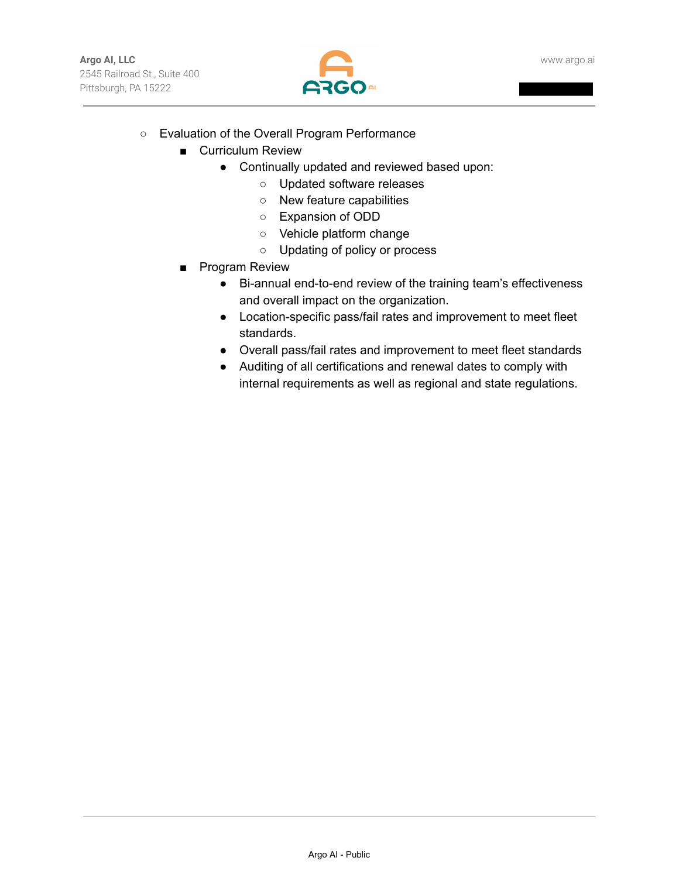- Evaluation of the Overall Program Performance
  - Curriculum Review
    - Continually updated and reviewed based upon:
      - Updated software releases
      - New feature capabilities
      - Expansion of ODD
      - Vehicle platform change
      - Updating of policy or process
  - Program Review
    - Bi-annual end-to-end review of the training team's effectiveness and overall impact on the organization.
    - Location-specific pass/fail rates and improvement to meet fleet standards.
    - Overall pass/fail rates and improvement to meet fleet standards
    - Auditing of all certifications and renewal dates to comply with internal requirements as well as regional and state regulations.